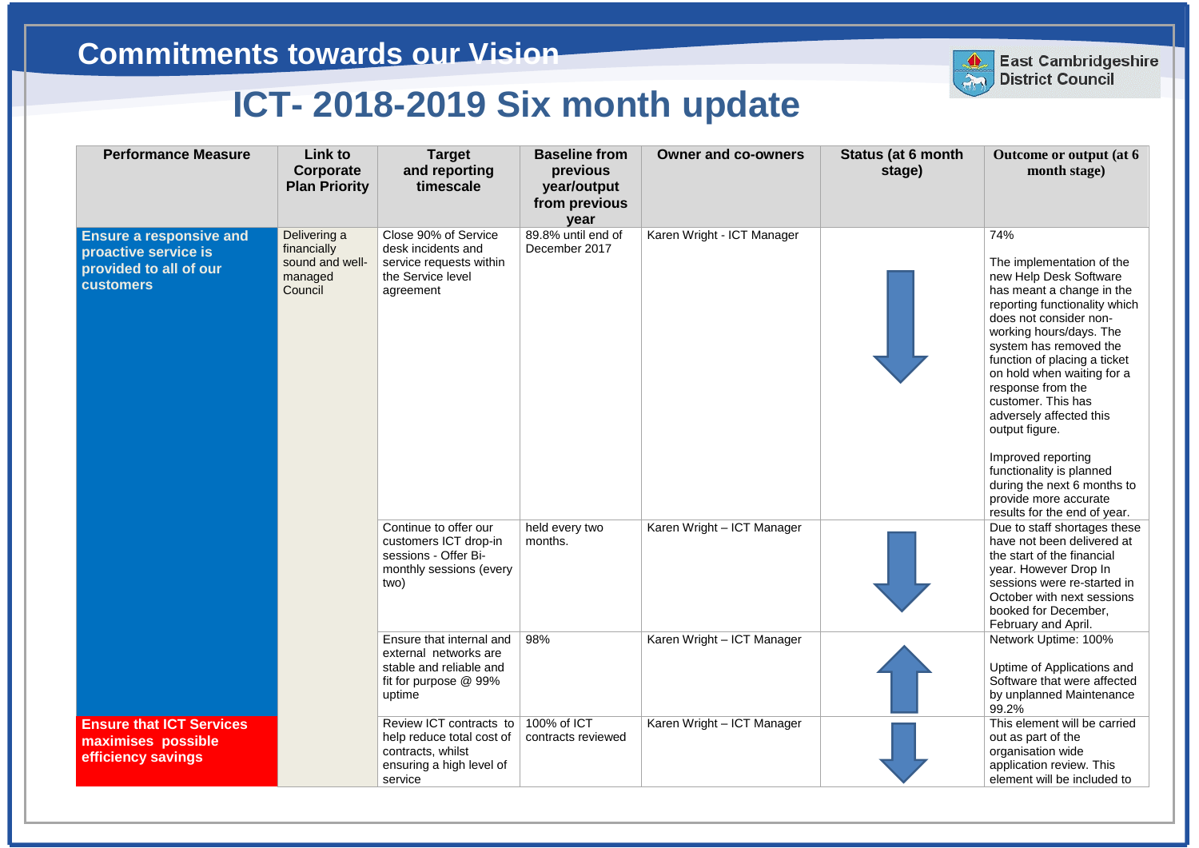## Commitments towards our Vision

# ICT- 2018-2019 Six month update

| Performance Measure | Link to Corporate Plan Priority | Target and reporting timescale | Baseline from previous year/output from previous year | Owner and co-owners | Status (at 6 month stage) | Outcome or output (at 6 month stage) |
|---|---|---|---|---|---|---|
| **Ensure a responsive and proactive service is provided to all of our customers** | Delivering a financially sound and well-managed Council | Close 90% of Service desk incidents and service requests within the Service level agreement | 89.8% until end of December 2017 | Karen Wright - ICT Manager | ↓ | 74%<br><br>The implementation of the new Help Desk Software has meant a change in the reporting functionality which does not consider non-working hours/days. The system has removed the function of placing a ticket on hold when waiting for a response from the customer. This has adversely affected this output figure.<br><br>Improved reporting functionality is planned during the next 6 months to provide more accurate results for the end of year. |
| | | Continue to offer our customers ICT drop-in sessions - Offer Bi-monthly sessions (every two) | held every two months. | Karen Wright – ICT Manager | ↓ | Due to staff shortages these have not been delivered at the start of the financial year. However Drop In sessions were re-started in October with next sessions booked for December, February and April. |
| | | Ensure that internal and external networks are stable and reliable and fit for purpose @ 99% uptime | 98% | Karen Wright – ICT Manager | ↑ | Network Uptime: 100%<br><br>Uptime of Applications and Software that were affected by unplanned Maintenance 99.2% |
| **Ensure that ICT Services maximises possible efficiency savings** | | Review ICT contracts to help reduce total cost of contracts, whilst ensuring a high level of service | 100% of ICT contracts reviewed | Karen Wright – ICT Manager | ↓ | This element will be carried out as part of the organisation wide application review. This element will be included to |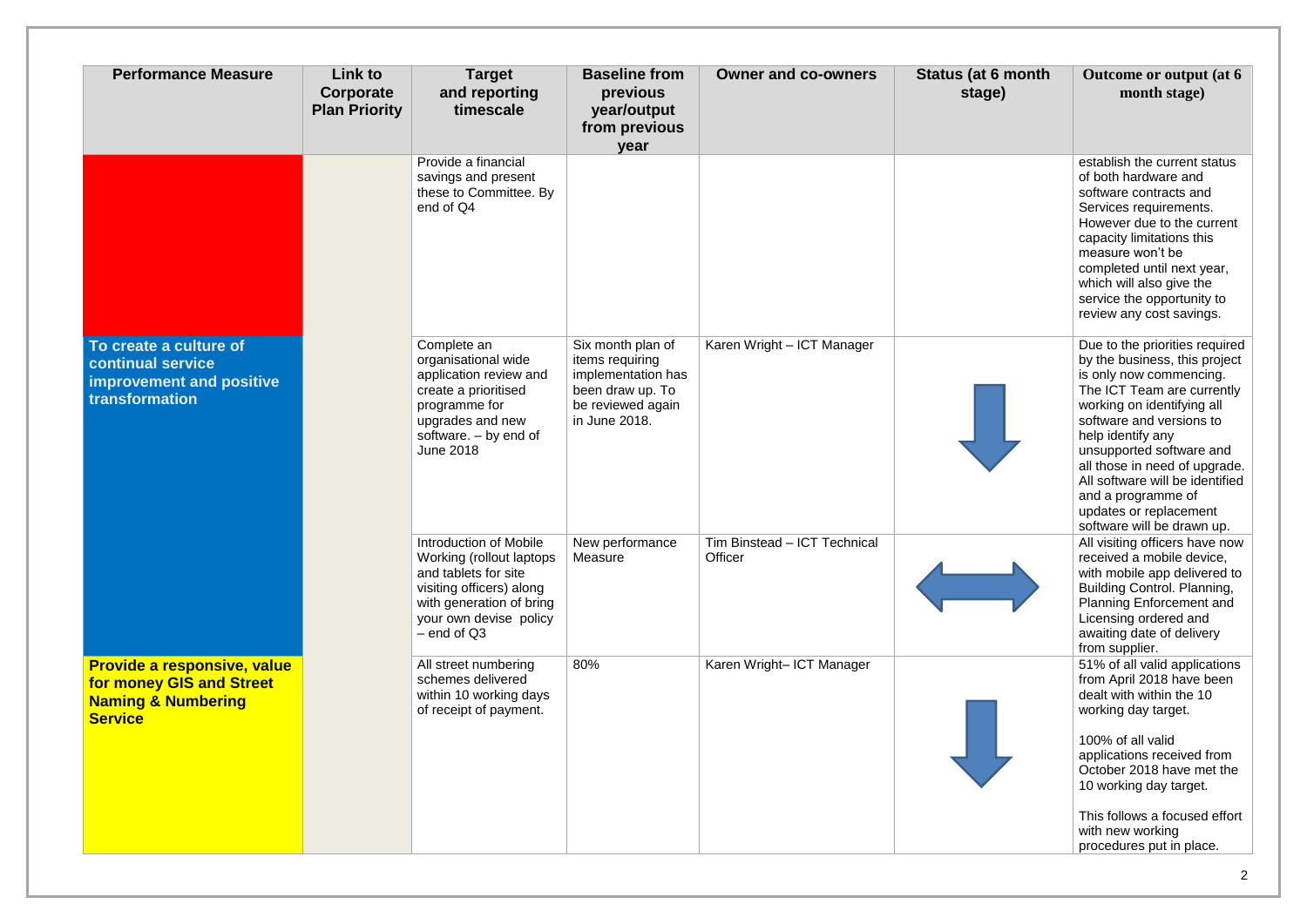| Performance Measure | Link to Corporate Plan Priority | Target and reporting timescale | Baseline from previous year/output from previous year | Owner and co-owners | Status (at 6 month stage) | Outcome or output (at 6 month stage) |
|---|---|---|---|---|---|---|
| | | Provide a financial savings and present these to Committee. By end of Q4 | | | | establish the current status of both hardware and software contracts and Services requirements. However due to the current capacity limitations this measure won't be completed until next year, which will also give the service the opportunity to review any cost savings. |
| **To create a culture of continual service improvement and positive transformation** | | Complete an organisational wide application review and create a prioritised programme for upgrades and new software. – by end of June 2018 | Six month plan of items requiring implementation has been draw up. To be reviewed again in June 2018. | Karen Wright – ICT Manager | ↓ | Due to the priorities required by the business, this project is only now commencing. The ICT Team are currently working on identifying all software and versions to help identify any unsupported software and all those in need of upgrade. All software will be identified and a programme of updates or replacement software will be drawn up. |
| | | Introduction of Mobile Working (rollout laptops and tablets for site visiting officers) along with generation of bring your own devise policy – end of Q3 | New performance Measure | Tim Binstead – ICT Technical Officer | ↔ | All visiting officers have now received a mobile device, with mobile app delivered to Building Control. Planning, Planning Enforcement and Licensing ordered and awaiting date of delivery from supplier. |
| **Provide a responsive, value for money GIS and Street Naming & Numbering Service** | | All street numbering schemes delivered within 10 working days of receipt of payment. | 80% | Karen Wright– ICT Manager | ↓ | 51% of all valid applications from April 2018 have been dealt with within the 10 working day target.<br><br>100% of all valid applications received from October 2018 have met the 10 working day target.<br><br>This follows a focused effort with new working procedures put in place. |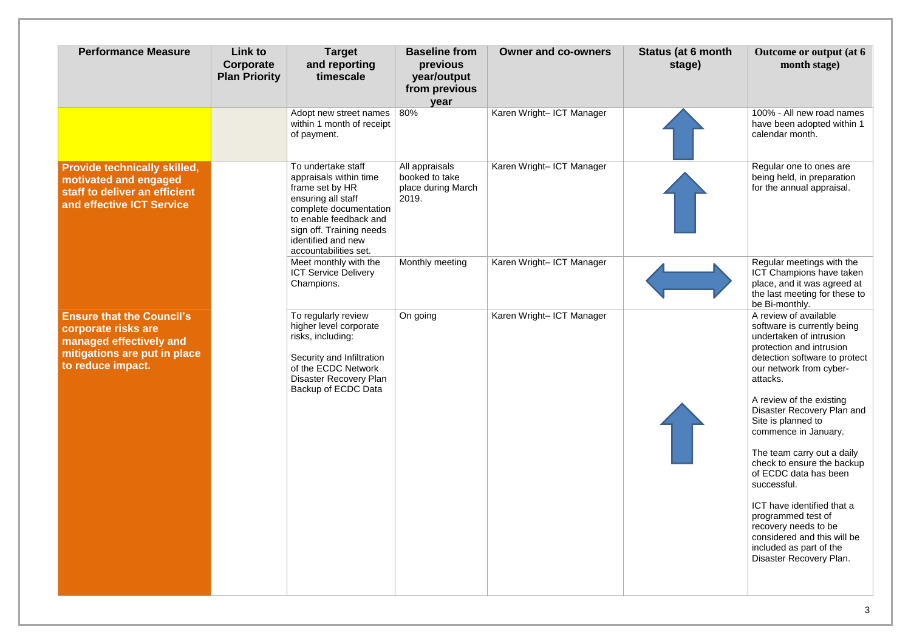| Performance Measure | Link to Corporate Plan Priority | Target and reporting timescale | Baseline from previous year/output from previous year | Owner and co-owners | Status (at 6 month stage) | Outcome or output (at 6 month stage) |
|---|---|---|---|---|---|---|
| | | Adopt new street names within 1 month of receipt of payment. | 80% | Karen Wright– ICT Manager | ↑ | 100% - All new road names have been adopted within 1 calendar month. |
| **Provide technically skilled, motivated and engaged staff to deliver an efficient and effective ICT Service** | | To undertake staff appraisals within time frame set by HR ensuring all staff complete documentation to enable feedback and sign off. Training needs identified and new accountabilities set. | All appraisals booked to take place during March 2019. | Karen Wright– ICT Manager | ↑ | Regular one to ones are being held, in preparation for the annual appraisal. |
| | | Meet monthly with the ICT Service Delivery Champions. | Monthly meeting | Karen Wright– ICT Manager | ↔ | Regular meetings with the ICT Champions have taken place, and it was agreed at the last meeting for these to be Bi-monthly. |
| **Ensure that the Council's corporate risks are managed effectively and mitigations are put in place to reduce impact.** | | To regularly review higher level corporate risks, including:<br><br>Security and Infiltration of the ECDC Network<br>Disaster Recovery Plan<br>Backup of ECDC Data | On going | Karen Wright– ICT Manager | ↑ | A review of available software is currently being undertaken of intrusion protection and intrusion detection software to protect our network from cyber-attacks.<br><br>A review of the existing Disaster Recovery Plan and Site is planned to commence in January.<br><br>The team carry out a daily check to ensure the backup of ECDC data has been successful.<br><br>ICT have identified that a programmed test of recovery needs to be considered and this will be included as part of the Disaster Recovery Plan. |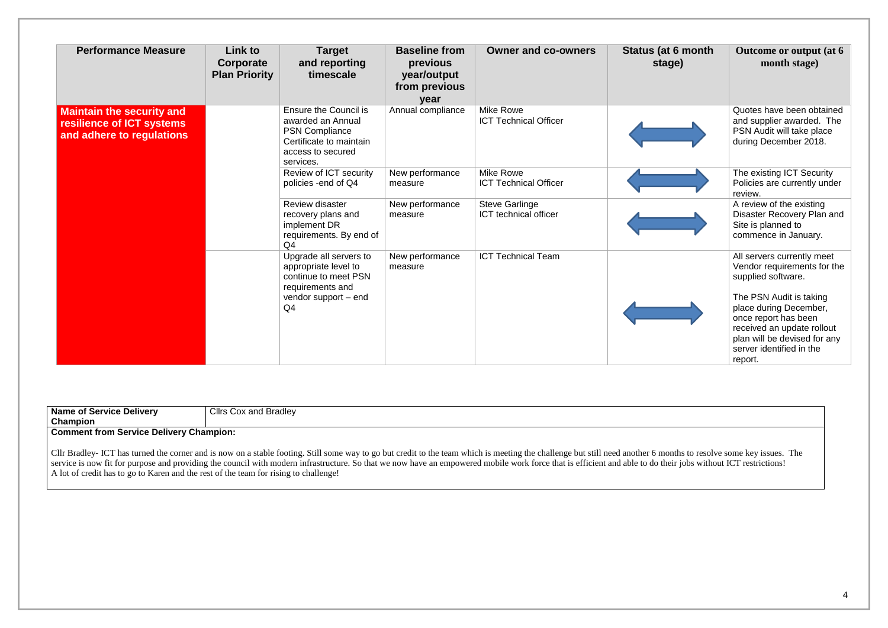| Performance Measure | Link to Corporate Plan Priority | Target and reporting timescale | Baseline from previous year/output from previous year | Owner and co-owners | Status (at 6 month stage) | Outcome or output (at 6 month stage) |
|---|---|---|---|---|---|---|
| **Maintain the security and resilience of ICT systems and adhere to regulations** | | Ensure the Council is awarded an Annual PSN Compliance Certificate to maintain access to secured services. | Annual compliance | Mike Rowe<br>ICT Technical Officer | ⟺ | Quotes have been obtained and supplier awarded. The PSN Audit will take place during December 2018. |
| | | Review of ICT security policies -end of Q4 | New performance measure | Mike Rowe<br>ICT Technical Officer | ⟺ | The existing ICT Security Policies are currently under review. |
| | | Review disaster recovery plans and implement DR requirements. By end of Q4 | New performance measure | Steve Garlinge<br>ICT technical officer | ⟺ | A review of the existing Disaster Recovery Plan and Site is planned to commence in January. |
| | | Upgrade all servers to appropriate level to continue to meet PSN requirements and vendor support – end Q4 | New performance measure | ICT Technical Team | ⟺ | All servers currently meet Vendor requirements for the supplied software.<br><br>The PSN Audit is taking place during December, once report has been received an update rollout plan will be devised for any server identified in the report. |

| **Name of Service Delivery Champion** | Cllrs Cox and Bradley |
|---|---|

**Comment from Service Delivery Champion:**

Cllr Bradley- ICT has turned the corner and is now on a stable footing. Still some way to go but credit to the team which is meeting the challenge but still need another 6 months to resolve some key issues. The service is now fit for purpose and providing the council with modern infrastructure. So that we now have an empowered mobile work force that is efficient and able to do their jobs without ICT restrictions!
A lot of credit has to go to Karen and the rest of the team for rising to challenge!